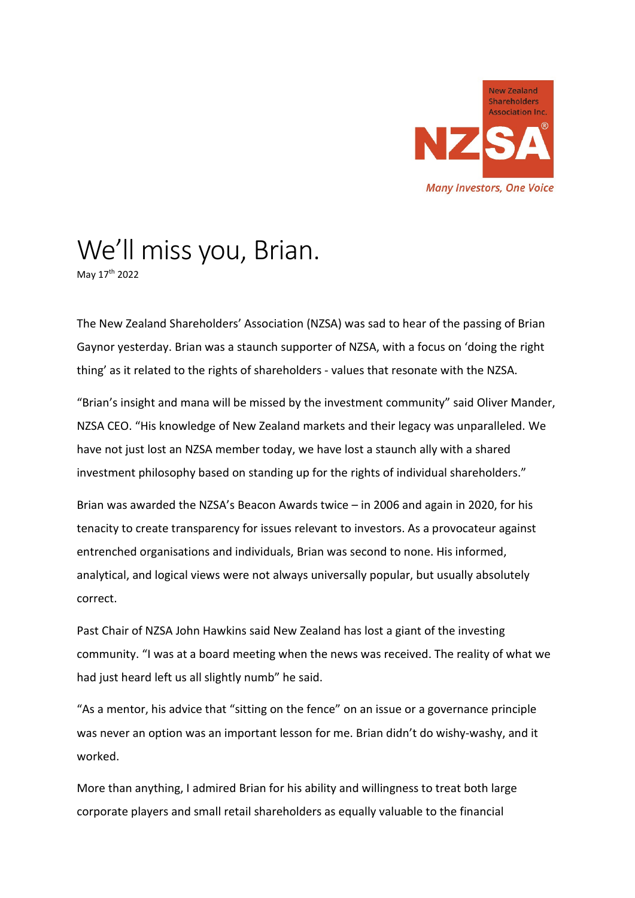New Zealand Shareholders Association Inc.

NZSA

*Many Investors, One Voice*

# We'll miss you, Brian.

May 17th 2022

The New Zealand Shareholders' Association (NZSA) was sad to hear of the passing of Brian Gaynor yesterday. Brian was a staunch supporter of NZSA, with a focus on 'doing the right thing' as it related to the rights of shareholders - values that resonate with the NZSA.

"Brian's insight and mana will be missed by the investment community" said Oliver Mander, NZSA CEO. "His knowledge of New Zealand markets and their legacy was unparalleled. We have not just lost an NZSA member today, we have lost a staunch ally with a shared investment philosophy based on standing up for the rights of individual shareholders."

Brian was awarded the NZSA's Beacon Awards twice – in 2006 and again in 2020, for his tenacity to create transparency for issues relevant to investors. As a provocateur against entrenched organisations and individuals, Brian was second to none. His informed, analytical, and logical views were not always universally popular, but usually absolutely correct.

Past Chair of NZSA John Hawkins said New Zealand has lost a giant of the investing community. "I was at a board meeting when the news was received. The reality of what we had just heard left us all slightly numb" he said.

"As a mentor, his advice that "sitting on the fence" on an issue or a governance principle was never an option was an important lesson for me. Brian didn't do wishy-washy, and it worked.

More than anything, I admired Brian for his ability and willingness to treat both large corporate players and small retail shareholders as equally valuable to the financial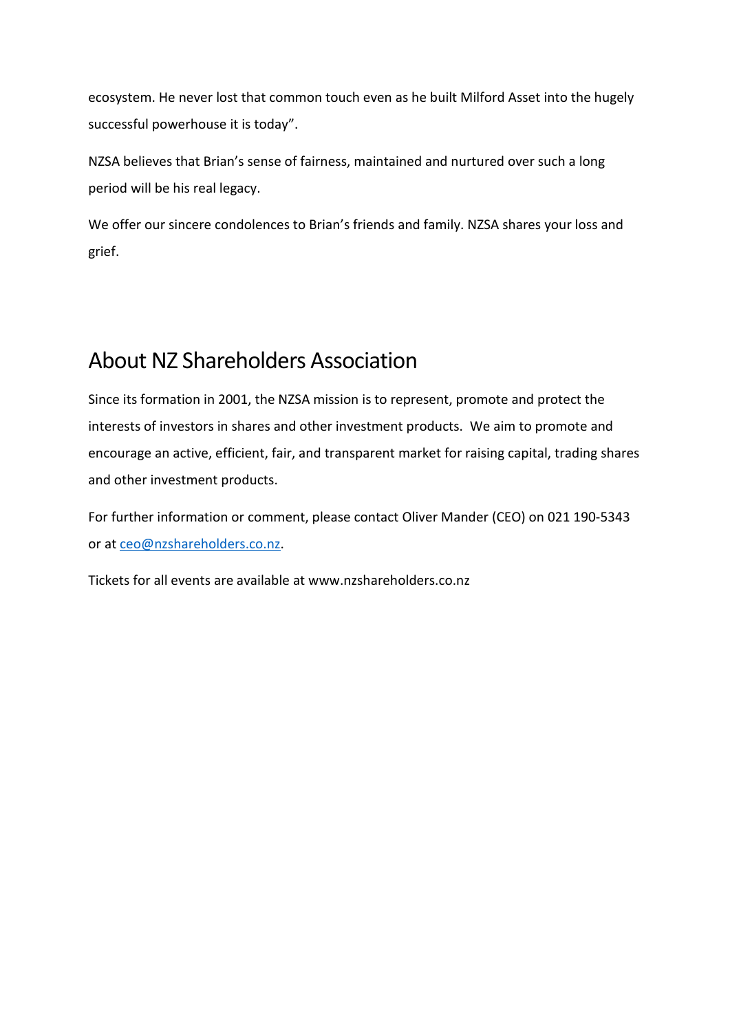ecosystem. He never lost that common touch even as he built Milford Asset into the hugely successful powerhouse it is today".

NZSA believes that Brian's sense of fairness, maintained and nurtured over such a long period will be his real legacy.

We offer our sincere condolences to Brian's friends and family. NZSA shares your loss and grief.

## About NZ Shareholders Association

Since its formation in 2001, the NZSA mission is to represent, promote and protect the interests of investors in shares and other investment products. We aim to promote and encourage an active, efficient, fair, and transparent market for raising capital, trading shares and other investment products.

For further information or comment, please contact Oliver Mander (CEO) on 021 190-5343 or at [ceo@nzshareholders.co.nz](mailto:ceo@nzshareholders.co.nz).

Tickets for all events are available at www.nzshareholders.co.nz